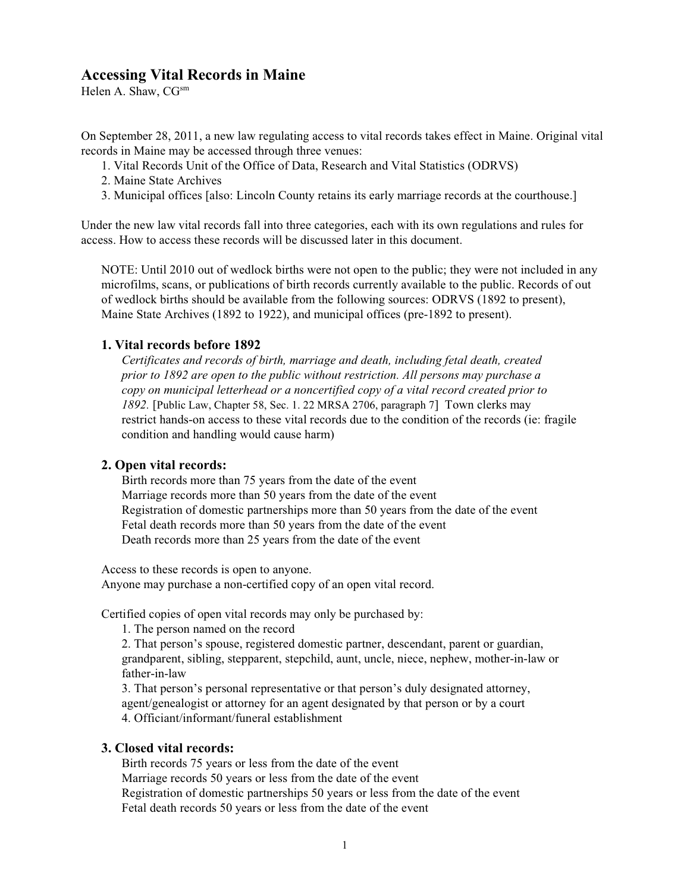# Accessing Vital Records in Maine

Helen A. Shaw, CG[sm]

On September 28, 2011, a new law regulating access to vital records takes effect in Maine. Original vital records in Maine may be accessed through three venues:

1. Vital Records Unit of the Office of Data, Research and Vital Statistics (ODRVS)
2. Maine State Archives
3. Municipal offices [also: Lincoln County retains its early marriage records at the courthouse.]

Under the new law vital records fall into three categories, each with its own regulations and rules for access. How to access these records will be discussed later in this document.

> NOTE: Until 2010 out of wedlock births were not open to the public; they were not included in any microfilms, scans, or publications of birth records currently available to the public. Records of out of wedlock births should be available from the following sources: ODRVS (1892 to present), Maine State Archives (1892 to 1922), and municipal offices (pre-1892 to present).

### 1. Vital records before 1892

*Certificates and records of birth, marriage and death, including fetal death, created prior to 1892 are open to the public without restriction. All persons may purchase a copy on municipal letterhead or a noncertified copy of a vital record created prior to 1892.* [Public Law, Chapter 58, Sec. 1. 22 MRSA 2706, paragraph 7] Town clerks may restrict hands-on access to these vital records due to the condition of the records (ie: fragile condition and handling would cause harm)

### 2. Open vital records:

Birth records more than 75 years from the date of the event
Marriage records more than 50 years from the date of the event
Registration of domestic partnerships more than 50 years from the date of the event
Fetal death records more than 50 years from the date of the event
Death records more than 25 years from the date of the event

Access to these records is open to anyone.
Anyone may purchase a non-certified copy of an open vital record.

Certified copies of open vital records may only be purchased by:

1. The person named on the record
2. That person's spouse, registered domestic partner, descendant, parent or guardian, grandparent, sibling, stepparent, stepchild, aunt, uncle, niece, nephew, mother-in-law or father-in-law
3. That person's personal representative or that person's duly designated attorney, agent/genealogist or attorney for an agent designated by that person or by a court
4. Officiant/informant/funeral establishment

### 3. Closed vital records:

Birth records 75 years or less from the date of the event
Marriage records 50 years or less from the date of the event
Registration of domestic partnerships 50 years or less from the date of the event
Fetal death records 50 years or less from the date of the event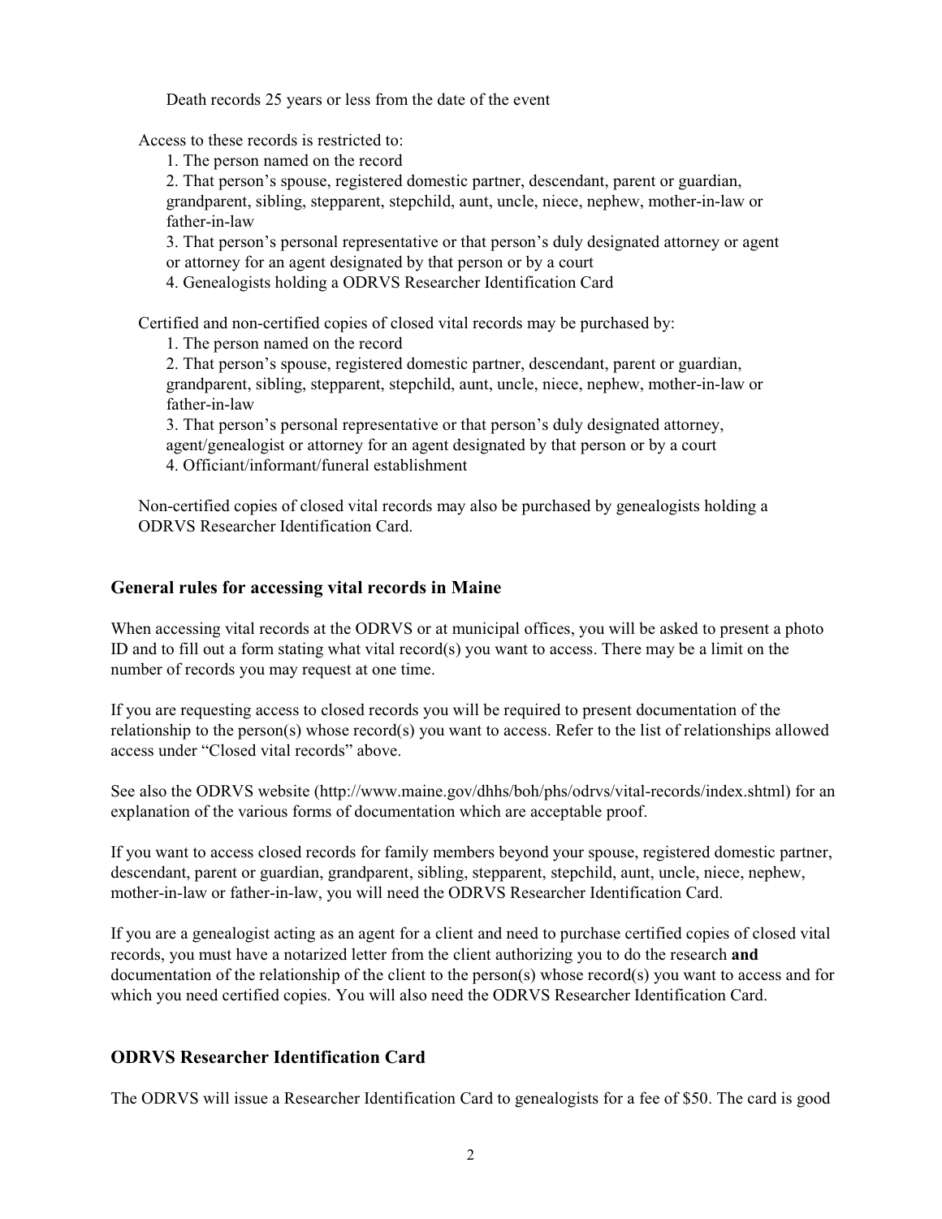Death records 25 years or less from the date of the event

Access to these records is restricted to:

1. The person named on the record
2. That person's spouse, registered domestic partner, descendant, parent or guardian, grandparent, sibling, stepparent, stepchild, aunt, uncle, niece, nephew, mother-in-law or father-in-law
3. That person's personal representative or that person's duly designated attorney or agent or attorney for an agent designated by that person or by a court
4. Genealogists holding a ODRVS Researcher Identification Card

Certified and non-certified copies of closed vital records may be purchased by:

1. The person named on the record
2. That person's spouse, registered domestic partner, descendant, parent or guardian, grandparent, sibling, stepparent, stepchild, aunt, uncle, niece, nephew, mother-in-law or father-in-law
3. That person's personal representative or that person's duly designated attorney, agent/genealogist or attorney for an agent designated by that person or by a court
4. Officiant/informant/funeral establishment

Non-certified copies of closed vital records may also be purchased by genealogists holding a ODRVS Researcher Identification Card.

## General rules for accessing vital records in Maine

When accessing vital records at the ODRVS or at municipal offices, you will be asked to present a photo ID and to fill out a form stating what vital record(s) you want to access. There may be a limit on the number of records you may request at one time.

If you are requesting access to closed records you will be required to present documentation of the relationship to the person(s) whose record(s) you want to access. Refer to the list of relationships allowed access under "Closed vital records" above.

See also the ODRVS website (http://www.maine.gov/dhhs/boh/phs/odrvs/vital-records/index.shtml) for an explanation of the various forms of documentation which are acceptable proof.

If you want to access closed records for family members beyond your spouse, registered domestic partner, descendant, parent or guardian, grandparent, sibling, stepparent, stepchild, aunt, uncle, niece, nephew, mother-in-law or father-in-law, you will need the ODRVS Researcher Identification Card.

If you are a genealogist acting as an agent for a client and need to purchase certified copies of closed vital records, you must have a notarized letter from the client authorizing you to do the research **and** documentation of the relationship of the client to the person(s) whose record(s) you want to access and for which you need certified copies. You will also need the ODRVS Researcher Identification Card.

## ODRVS Researcher Identification Card

The ODRVS will issue a Researcher Identification Card to genealogists for a fee of $50. The card is good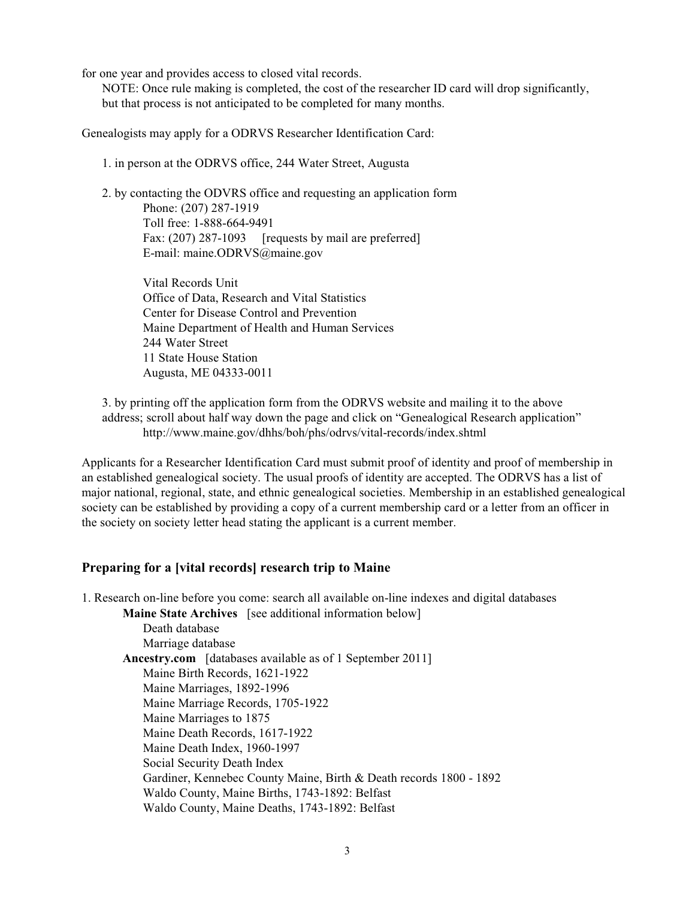for one year and provides access to closed vital records.

NOTE: Once rule making is completed, the cost of the researcher ID card will drop significantly, but that process is not anticipated to be completed for many months.

Genealogists may apply for a ODRVS Researcher Identification Card:

1. in person at the ODRVS office, 244 Water Street, Augusta

2. by contacting the ODVRS office and requesting an application form

   Phone: (207) 287-1919
   Toll free: 1-888-664-9491
   Fax: (207) 287-1093   [requests by mail are preferred]
   E-mail: maine.ODRVS@maine.gov

   Vital Records Unit
   Office of Data, Research and Vital Statistics
   Center for Disease Control and Prevention
   Maine Department of Health and Human Services
   244 Water Street
   11 State House Station
   Augusta, ME 04333-0011

3. by printing off the application form from the ODRVS website and mailing it to the above address; scroll about half way down the page and click on "Genealogical Research application"
   http://www.maine.gov/dhhs/boh/phs/odrvs/vital-records/index.shtml

Applicants for a Researcher Identification Card must submit proof of identity and proof of membership in an established genealogical society. The usual proofs of identity are accepted. The ODRVS has a list of major national, regional, state, and ethnic genealogical societies. Membership in an established genealogical society can be established by providing a copy of a current membership card or a letter from an officer in the society on society letter head stating the applicant is a current member.

## Preparing for a [vital records] research trip to Maine

1. Research on-line before you come: search all available on-line indexes and digital databases

   **Maine State Archives** [see additional information below]
   - Death database
   - Marriage database

   **Ancestry.com** [databases available as of 1 September 2011]
   - Maine Birth Records, 1621-1922
   - Maine Marriages, 1892-1996
   - Maine Marriage Records, 1705-1922
   - Maine Marriages to 1875
   - Maine Death Records, 1617-1922
   - Maine Death Index, 1960-1997
   - Social Security Death Index
   - Gardiner, Kennebec County Maine, Birth & Death records 1800 - 1892
   - Waldo County, Maine Births, 1743-1892: Belfast
   - Waldo County, Maine Deaths, 1743-1892: Belfast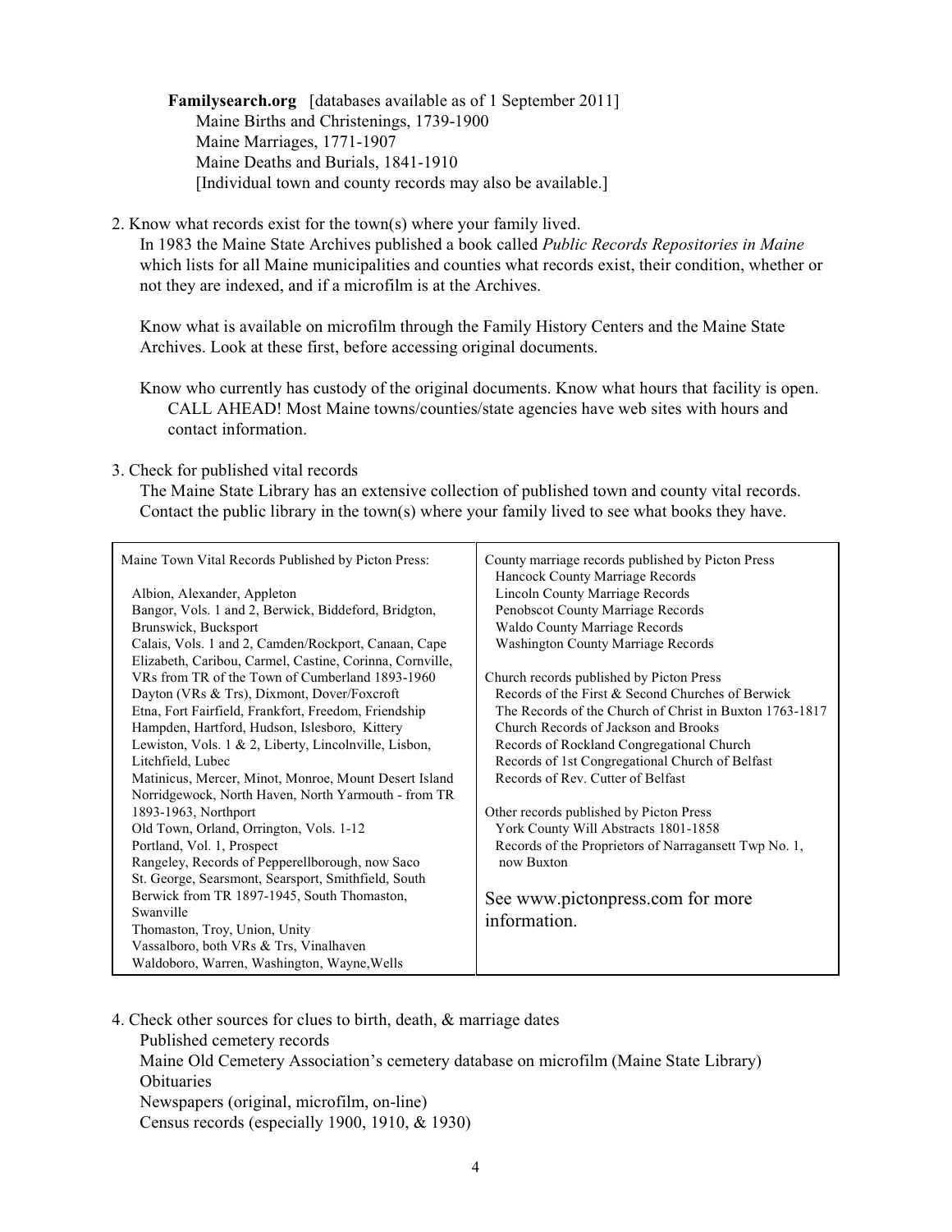**Familysearch.org** [databases available as of 1 September 2011]
Maine Births and Christenings, 1739-1900
Maine Marriages, 1771-1907
Maine Deaths and Burials, 1841-1910
[Individual town and county records may also be available.]

2. Know what records exist for the town(s) where your family lived.

   In 1983 the Maine State Archives published a book called *Public Records Repositories in Maine* which lists for all Maine municipalities and counties what records exist, their condition, whether or not they are indexed, and if a microfilm is at the Archives.

   Know what is available on microfilm through the Family History Centers and the Maine State Archives. Look at these first, before accessing original documents.

   Know who currently has custody of the original documents. Know what hours that facility is open. CALL AHEAD! Most Maine towns/counties/state agencies have web sites with hours and contact information.

3. Check for published vital records

   The Maine State Library has an extensive collection of published town and county vital records. Contact the public library in the town(s) where your family lived to see what books they have.

| Maine Town Vital Records Published by Picton Press: | County marriage records published by Picton Press |
|---|---|
| Albion, Alexander, Appleton<br>Bangor, Vols. 1 and 2, Berwick, Biddeford, Bridgton, Brunswick, Bucksport<br>Calais, Vols. 1 and 2, Camden/Rockport, Canaan, Cape Elizabeth, Caribou, Carmel, Castine, Corinna, Cornville, VRs from TR of the Town of Cumberland 1893-1960<br>Dayton (VRs & Trs), Dixmont, Dover/Foxcroft<br>Etna, Fort Fairfield, Frankfort, Freedom, Friendship<br>Hampden, Hartford, Hudson, Islesboro, Kittery<br>Lewiston, Vols. 1 & 2, Liberty, Lincolnville, Lisbon, Litchfield, Lubec<br>Matinicus, Mercer, Minot, Monroe, Mount Desert Island<br>Norridgewock, North Haven, North Yarmouth - from TR 1893-1963, Northport<br>Old Town, Orland, Orrington, Vols. 1-12<br>Portland, Vol. 1, Prospect<br>Rangeley, Records of Pepperellborough, now Saco<br>St. George, Searsmont, Searsport, Smithfield, South Berwick from TR 1897-1945, South Thomaston, Swanville<br>Thomaston, Troy, Union, Unity<br>Vassalboro, both VRs & Trs, Vinalhaven<br>Waldoboro, Warren, Washington, Wayne, Wells | Hancock County Marriage Records<br>Lincoln County Marriage Records<br>Penobscot County Marriage Records<br>Waldo County Marriage Records<br>Washington County Marriage Records<br><br>Church records published by Picton Press<br>Records of the First & Second Churches of Berwick<br>The Records of the Church of Christ in Buxton 1763-1817<br>Church Records of Jackson and Brooks<br>Records of Rockland Congregational Church<br>Records of 1st Congregational Church of Belfast<br>Records of Rev. Cutter of Belfast<br><br>Other records published by Picton Press<br>York County Will Abstracts 1801-1858<br>Records of the Proprietors of Narragansett Twp No. 1, now Buxton<br><br>See www.pictonpress.com for more information. |

4. Check other sources for clues to birth, death, & marriage dates

   Published cemetery records
   Maine Old Cemetery Association's cemetery database on microfilm (Maine State Library)
   Obituaries
   Newspapers (original, microfilm, on-line)
   Census records (especially 1900, 1910, & 1930)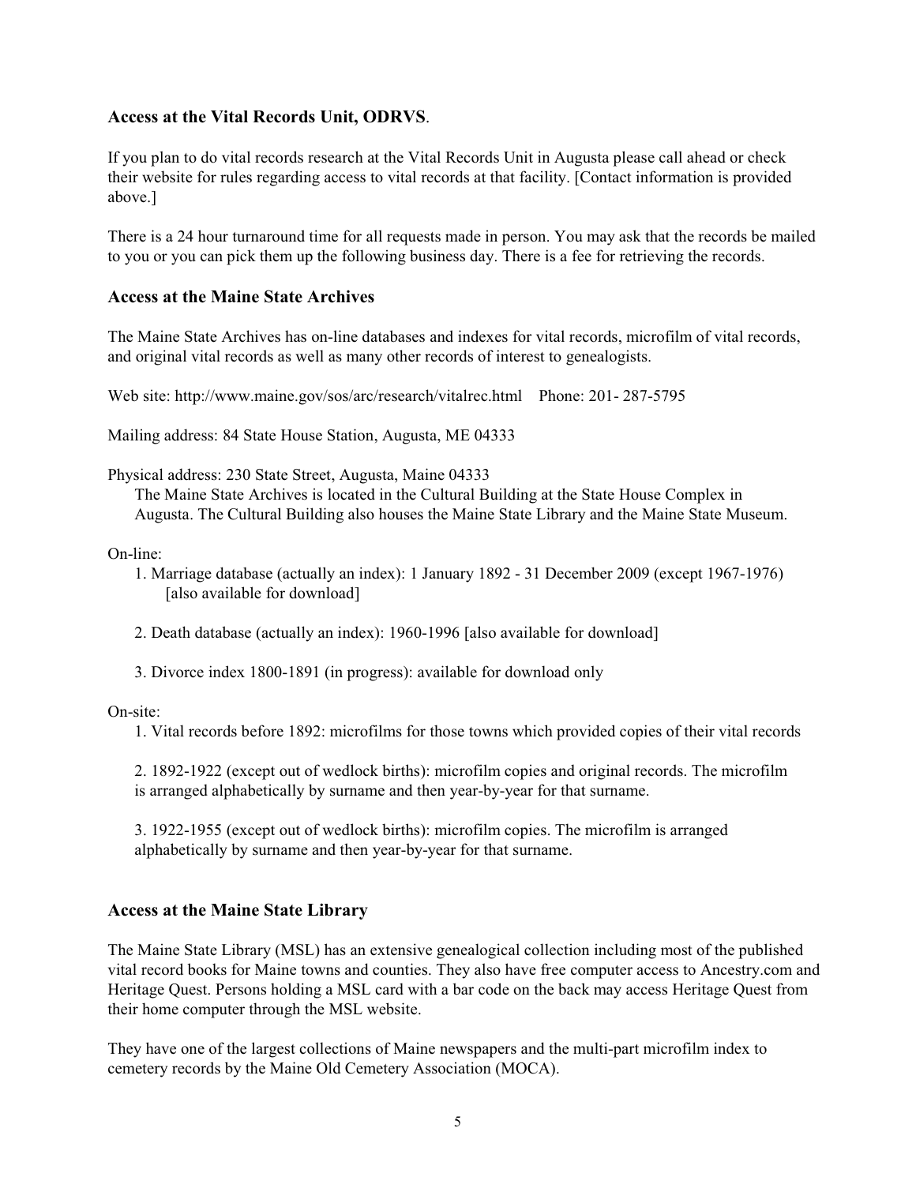### Access at the Vital Records Unit, ODRVS.

If you plan to do vital records research at the Vital Records Unit in Augusta please call ahead or check their website for rules regarding access to vital records at that facility. [Contact information is provided above.]

There is a 24 hour turnaround time for all requests made in person. You may ask that the records be mailed to you or you can pick them up the following business day. There is a fee for retrieving the records.

### Access at the Maine State Archives

The Maine State Archives has on-line databases and indexes for vital records, microfilm of vital records, and original vital records as well as many other records of interest to genealogists.

Web site: http://www.maine.gov/sos/arc/research/vitalrec.html Phone: 201- 287-5795

Mailing address: 84 State House Station, Augusta, ME 04333

Physical address: 230 State Street, Augusta, Maine 04333
The Maine State Archives is located in the Cultural Building at the State House Complex in Augusta. The Cultural Building also houses the Maine State Library and the Maine State Museum.

On-line:

1. Marriage database (actually an index): 1 January 1892 - 31 December 2009 (except 1967-1976) [also available for download]
2. Death database (actually an index): 1960-1996 [also available for download]
3. Divorce index 1800-1891 (in progress): available for download only

On-site:

1. Vital records before 1892: microfilms for those towns which provided copies of their vital records
2. 1892-1922 (except out of wedlock births): microfilm copies and original records. The microfilm is arranged alphabetically by surname and then year-by-year for that surname.
3. 1922-1955 (except out of wedlock births): microfilm copies. The microfilm is arranged alphabetically by surname and then year-by-year for that surname.

### Access at the Maine State Library

The Maine State Library (MSL) has an extensive genealogical collection including most of the published vital record books for Maine towns and counties. They also have free computer access to Ancestry.com and Heritage Quest. Persons holding a MSL card with a bar code on the back may access Heritage Quest from their home computer through the MSL website.

They have one of the largest collections of Maine newspapers and the multi-part microfilm index to cemetery records by the Maine Old Cemetery Association (MOCA).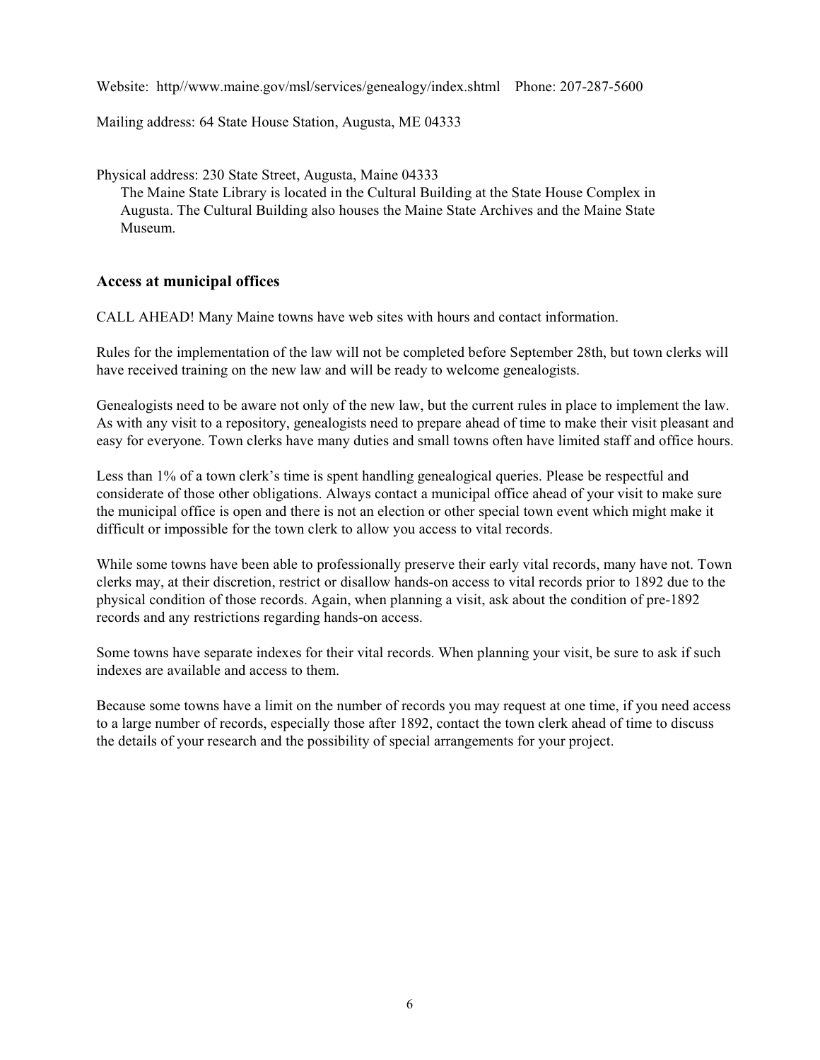Website: http//www.maine.gov/msl/services/genealogy/index.shtml Phone: 207-287-5600

Mailing address: 64 State House Station, Augusta, ME 04333

Physical address: 230 State Street, Augusta, Maine 04333

The Maine State Library is located in the Cultural Building at the State House Complex in Augusta. The Cultural Building also houses the Maine State Archives and the Maine State Museum.

## Access at municipal offices

CALL AHEAD! Many Maine towns have web sites with hours and contact information.

Rules for the implementation of the law will not be completed before September 28th, but town clerks will have received training on the new law and will be ready to welcome genealogists.

Genealogists need to be aware not only of the new law, but the current rules in place to implement the law. As with any visit to a repository, genealogists need to prepare ahead of time to make their visit pleasant and easy for everyone. Town clerks have many duties and small towns often have limited staff and office hours.

Less than 1% of a town clerk's time is spent handling genealogical queries. Please be respectful and considerate of those other obligations. Always contact a municipal office ahead of your visit to make sure the municipal office is open and there is not an election or other special town event which might make it difficult or impossible for the town clerk to allow you access to vital records.

While some towns have been able to professionally preserve their early vital records, many have not. Town clerks may, at their discretion, restrict or disallow hands-on access to vital records prior to 1892 due to the physical condition of those records. Again, when planning a visit, ask about the condition of pre-1892 records and any restrictions regarding hands-on access.

Some towns have separate indexes for their vital records. When planning your visit, be sure to ask if such indexes are available and access to them.

Because some towns have a limit on the number of records you may request at one time, if you need access to a large number of records, especially those after 1892, contact the town clerk ahead of time to discuss the details of your research and the possibility of special arrangements for your project.